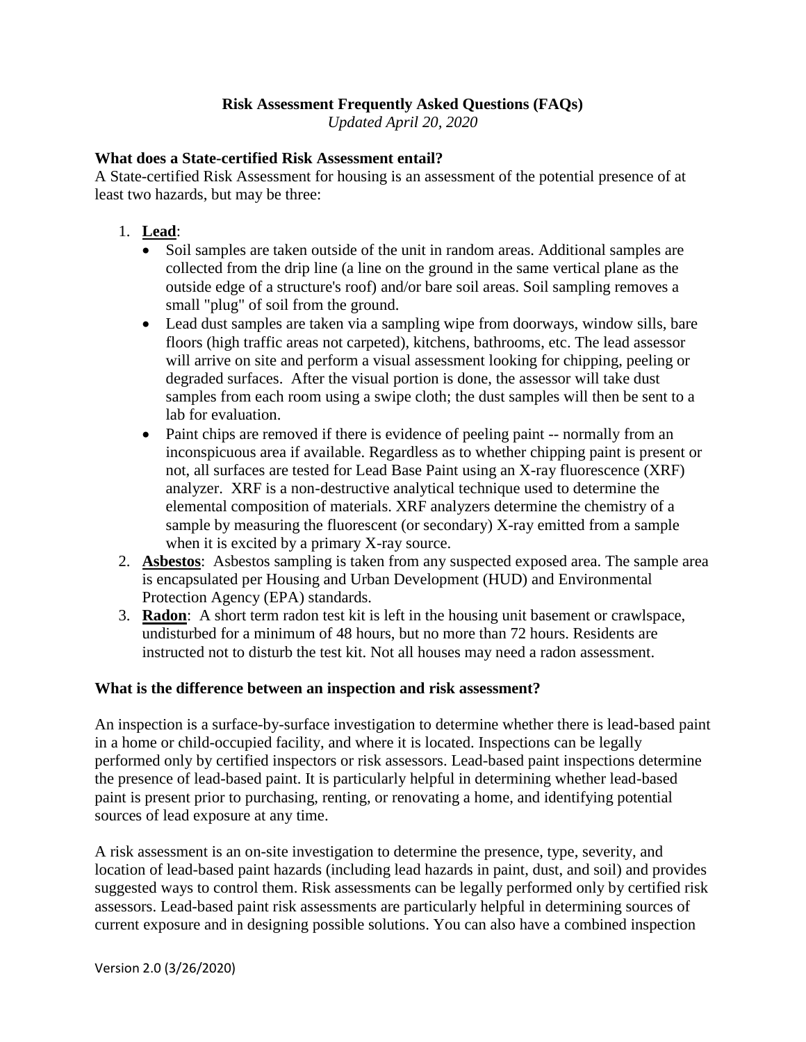# Risk Assessment Frequently Asked Questions (FAQs)

*Updated April 20, 2020*

## What does a State-certified Risk Assessment entail?

A State-certified Risk Assessment for housing is an assessment of the potential presence of at least two hazards, but may be three:

1. **Lead**:
   - Soil samples are taken outside of the unit in random areas. Additional samples are collected from the drip line (a line on the ground in the same vertical plane as the outside edge of a structure's roof) and/or bare soil areas. Soil sampling removes a small "plug" of soil from the ground.
   - Lead dust samples are taken via a sampling wipe from doorways, window sills, bare floors (high traffic areas not carpeted), kitchens, bathrooms, etc. The lead assessor will arrive on site and perform a visual assessment looking for chipping, peeling or degraded surfaces. After the visual portion is done, the assessor will take dust samples from each room using a swipe cloth; the dust samples will then be sent to a lab for evaluation.
   - Paint chips are removed if there is evidence of peeling paint -- normally from an inconspicuous area if available. Regardless as to whether chipping paint is present or not, all surfaces are tested for Lead Base Paint using an X-ray fluorescence (XRF) analyzer. XRF is a non-destructive analytical technique used to determine the elemental composition of materials. XRF analyzers determine the chemistry of a sample by measuring the fluorescent (or secondary) X-ray emitted from a sample when it is excited by a primary X-ray source.
2. **Asbestos**: Asbestos sampling is taken from any suspected exposed area. The sample area is encapsulated per Housing and Urban Development (HUD) and Environmental Protection Agency (EPA) standards.
3. **Radon**: A short term radon test kit is left in the housing unit basement or crawlspace, undisturbed for a minimum of 48 hours, but no more than 72 hours. Residents are instructed not to disturb the test kit. Not all houses may need a radon assessment.

## What is the difference between an inspection and risk assessment?

An inspection is a surface-by-surface investigation to determine whether there is lead-based paint in a home or child-occupied facility, and where it is located. Inspections can be legally performed only by certified inspectors or risk assessors. Lead-based paint inspections determine the presence of lead-based paint. It is particularly helpful in determining whether lead-based paint is present prior to purchasing, renting, or renovating a home, and identifying potential sources of lead exposure at any time.

A risk assessment is an on-site investigation to determine the presence, type, severity, and location of lead-based paint hazards (including lead hazards in paint, dust, and soil) and provides suggested ways to control them. Risk assessments can be legally performed only by certified risk assessors. Lead-based paint risk assessments are particularly helpful in determining sources of current exposure and in designing possible solutions. You can also have a combined inspection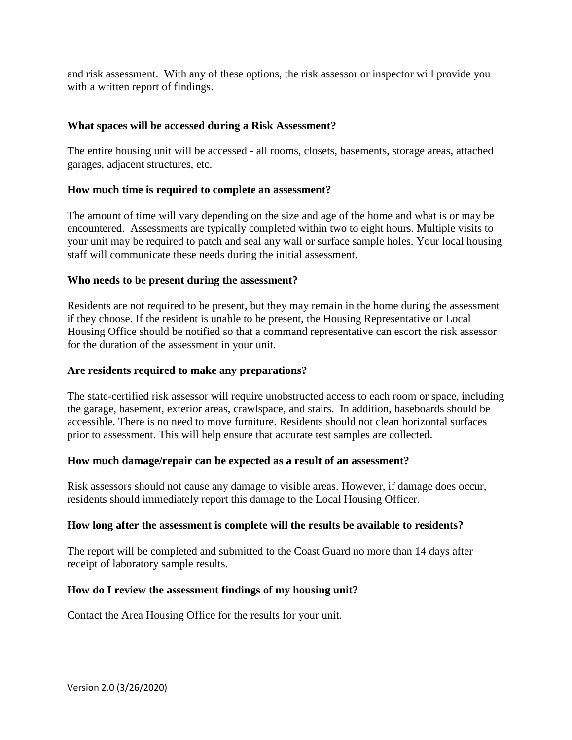and risk assessment. With any of these options, the risk assessor or inspector will provide you with a written report of findings.

**What spaces will be accessed during a Risk Assessment?**

The entire housing unit will be accessed - all rooms, closets, basements, storage areas, attached garages, adjacent structures, etc.

**How much time is required to complete an assessment?**

The amount of time will vary depending on the size and age of the home and what is or may be encountered. Assessments are typically completed within two to eight hours. Multiple visits to your unit may be required to patch and seal any wall or surface sample holes. Your local housing staff will communicate these needs during the initial assessment.

**Who needs to be present during the assessment?**

Residents are not required to be present, but they may remain in the home during the assessment if they choose. If the resident is unable to be present, the Housing Representative or Local Housing Office should be notified so that a command representative can escort the risk assessor for the duration of the assessment in your unit.

**Are residents required to make any preparations?**

The state-certified risk assessor will require unobstructed access to each room or space, including the garage, basement, exterior areas, crawlspace, and stairs. In addition, baseboards should be accessible. There is no need to move furniture. Residents should not clean horizontal surfaces prior to assessment. This will help ensure that accurate test samples are collected.

**How much damage/repair can be expected as a result of an assessment?**

Risk assessors should not cause any damage to visible areas. However, if damage does occur, residents should immediately report this damage to the Local Housing Officer.

**How long after the assessment is complete will the results be available to residents?**

The report will be completed and submitted to the Coast Guard no more than 14 days after receipt of laboratory sample results.

**How do I review the assessment findings of my housing unit?**

Contact the Area Housing Office for the results for your unit.

Version 2.0 (3/26/2020)